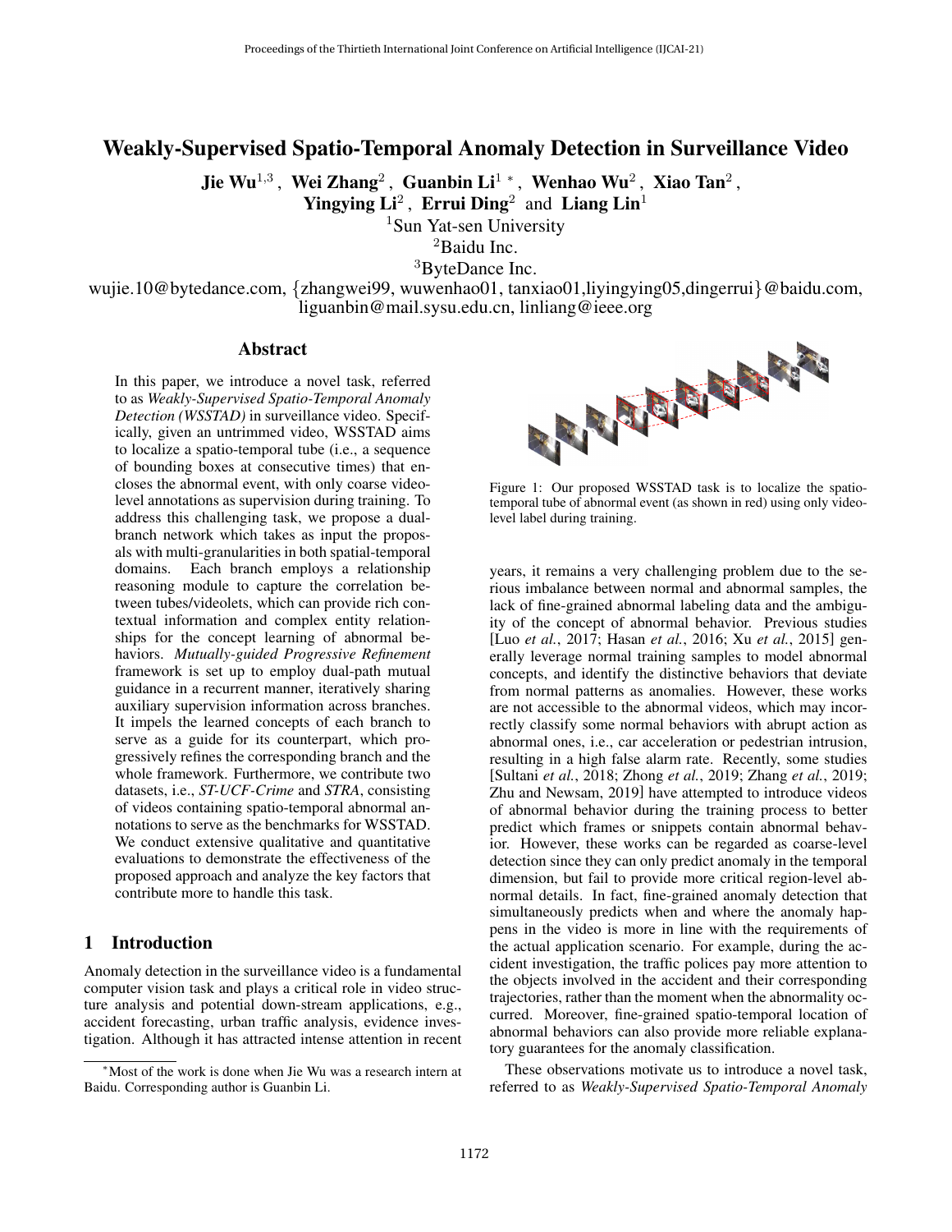# Weakly-Supervised Spatio-Temporal Anomaly Detection in Surveillance Video

**Jie Wu**[1,3], **Wei Zhang**[2], **Guanbin Li**[1 *], **Wenhao Wu**[2], **Xiao Tan**[2], **Yingying Li**[2], **Errui Ding**[2] and **Liang Lin**[1]

[1]Sun Yat-sen University
[2]Baidu Inc.
[3]ByteDance Inc.

wujie.10@bytedance.com, {zhangwei99, wuwenhao01, tanxiao01,liyingying05,dingerrui}@baidu.com, liguanbin@mail.sysu.edu.cn, linliang@ieee.org

## Abstract

In this paper, we introduce a novel task, referred to as *Weakly-Supervised Spatio-Temporal Anomaly Detection (WSSTAD)* in surveillance video. Specifically, given an untrimmed video, WSSTAD aims to localize a spatio-temporal tube (i.e., a sequence of bounding boxes at consecutive times) that encloses the abnormal event, with only coarse video-level annotations as supervision during training. To address this challenging task, we propose a dual-branch network which takes as input the proposals with multi-granularities in both spatial-temporal domains. Each branch employs a relationship reasoning module to capture the correlation between tubes/videolets, which can provide rich contextual information and complex entity relationships for the concept learning of abnormal behaviors. *Mutually-guided Progressive Refinement* framework is set up to employ dual-path mutual guidance in a recurrent manner, iteratively sharing auxiliary supervision information across branches. It impels the learned concepts of each branch to serve as a guide for its counterpart, which progressively refines the corresponding branch and the whole framework. Furthermore, we contribute two datasets, i.e., *ST-UCF-Crime* and *STRA*, consisting of videos containing spatio-temporal abnormal annotations to serve as the benchmarks for WSSTAD. We conduct extensive qualitative and quantitative evaluations to demonstrate the effectiveness of the proposed approach and analyze the key factors that contribute more to handle this task.

## 1 Introduction

Anomaly detection in the surveillance video is a fundamental computer vision task and plays a critical role in video structure analysis and potential down-stream applications, e.g., accident forecasting, urban traffic analysis, evidence investigation. Although it has attracted intense attention in recent years, it remains a very challenging problem due to the serious imbalance between normal and abnormal samples, the lack of fine-grained abnormal labeling data and the ambiguity of the concept of abnormal behavior. Previous studies [Luo *et al.*, 2017; Hasan *et al.*, 2016; Xu *et al.*, 2015] generally leverage normal training samples to model abnormal concepts, and identify the distinctive behaviors that deviate from normal patterns as anomalies. However, these works are not accessible to the abnormal videos, which may incorrectly classify some normal behaviors with abrupt action as abnormal ones, i.e., car acceleration or pedestrian intrusion, resulting in a high false alarm rate. Recently, some studies [Sultani *et al.*, 2018; Zhong *et al.*, 2019; Zhang *et al.*, 2019; Zhu and Newsam, 2019] have attempted to introduce videos of abnormal behavior during the training process to better predict which frames or snippets contain abnormal behavior. However, these works can be regarded as coarse-level detection since they can only predict anomaly in the temporal dimension, but fail to provide more critical region-level abnormal details. In fact, fine-grained anomaly detection that simultaneously predicts when and where the anomaly happens in the video is more in line with the requirements of the actual application scenario. For example, during the accident investigation, the traffic polices pay more attention to the objects involved in the accident and their corresponding trajectories, rather than the moment when the abnormality occurred. Moreover, fine-grained spatio-temporal location of abnormal behaviors can also provide more reliable explanatory guarantees for the anomaly classification.

Figure 1: Our proposed WSSTAD task is to localize the spatio-temporal tube of abnormal event (as shown in red) using only video-level label during training.

These observations motivate us to introduce a novel task, referred to as *Weakly-Supervised Spatio-Temporal Anomaly*

*Most of the work is done when Jie Wu was a research intern at Baidu. Corresponding author is Guanbin Li.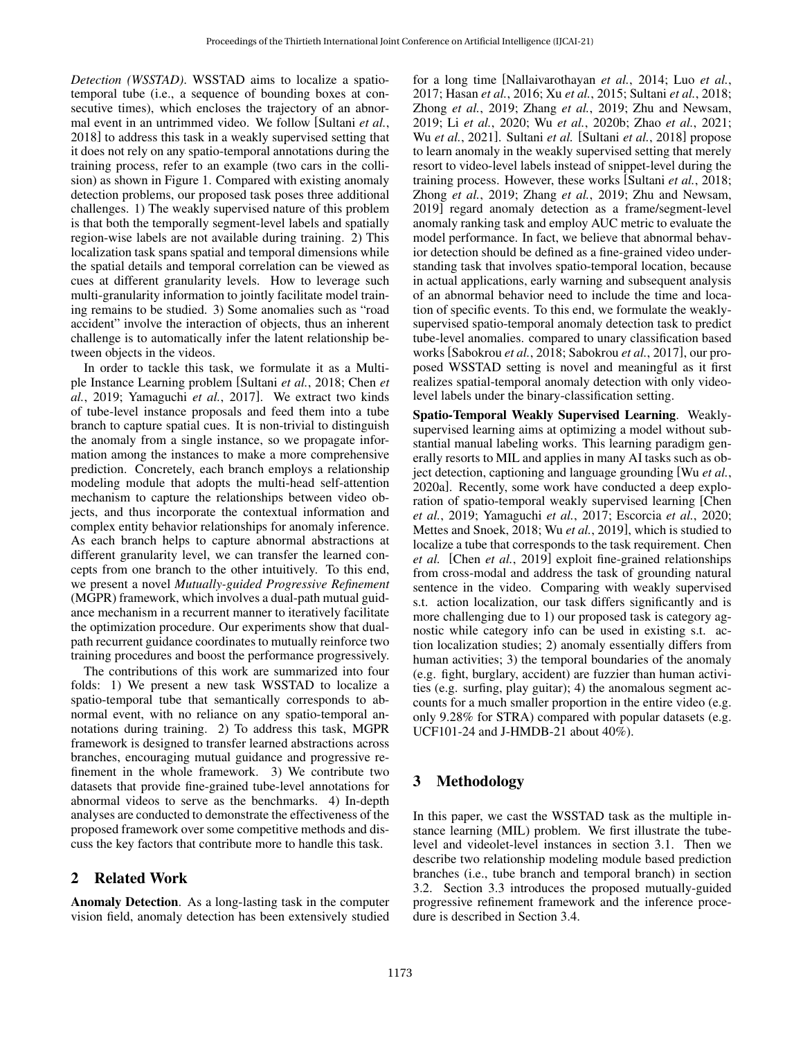*Detection (WSSTAD)*. WSSTAD aims to localize a spatio-temporal tube (i.e., a sequence of bounding boxes at consecutive times), which encloses the trajectory of an abnormal event in an untrimmed video. We follow [Sultani *et al.*, 2018] to address this task in a weakly supervised setting that it does not rely on any spatio-temporal annotations during the training process, refer to an example (two cars in the collision) as shown in Figure 1. Compared with existing anomaly detection problems, our proposed task poses three additional challenges. 1) The weakly supervised nature of this problem is that both the temporally segment-level labels and spatially region-wise labels are not available during training. 2) This localization task spans spatial and temporal dimensions while the spatial details and temporal correlation can be viewed as cues at different granularity levels. How to leverage such multi-granularity information to jointly facilitate model training remains to be studied. 3) Some anomalies such as "road accident" involve the interaction of objects, thus an inherent challenge is to automatically infer the latent relationship between objects in the videos.

In order to tackle this task, we formulate it as a Multiple Instance Learning problem [Sultani *et al.*, 2018; Chen *et al.*, 2019; Yamaguchi *et al.*, 2017]. We extract two kinds of tube-level instance proposals and feed them into a tube branch to capture spatial cues. It is non-trivial to distinguish the anomaly from a single instance, so we propagate information among the instances to make a more comprehensive prediction. Concretely, each branch employs a relationship modeling module that adopts the multi-head self-attention mechanism to capture the relationships between video objects, and thus incorporate the contextual information and complex entity behavior relationships for anomaly inference. As each branch helps to capture abnormal abstractions at different granularity level, we can transfer the learned concepts from one branch to the other intuitively. To this end, we present a novel *Mutually-guided Progressive Refinement* (MGPR) framework, which involves a dual-path mutual guidance mechanism in a recurrent manner to iteratively facilitate the optimization procedure. Our experiments show that dual-path recurrent guidance coordinates to mutually reinforce two training procedures and boost the performance progressively.

The contributions of this work are summarized into four folds: 1) We present a new task WSSTAD to localize a spatio-temporal tube that semantically corresponds to abnormal event, with no reliance on any spatio-temporal annotations during training. 2) To address this task, MGPR framework is designed to transfer learned abstractions across branches, encouraging mutual guidance and progressive refinement in the whole framework. 3) We contribute two datasets that provide fine-grained tube-level annotations for abnormal videos to serve as the benchmarks. 4) In-depth analyses are conducted to demonstrate the effectiveness of the proposed framework over some competitive methods and discuss the key factors that contribute more to handle this task.

## 2 Related Work

**Anomaly Detection**. As a long-lasting task in the computer vision field, anomaly detection has been extensively studied for a long time [Nallaivarothayan *et al.*, 2014; Luo *et al.*, 2017; Hasan *et al.*, 2016; Xu *et al.*, 2015; Sultani *et al.*, 2018; Zhong *et al.*, 2019; Zhang *et al.*, 2019; Zhu and Newsam, 2019; Li *et al.*, 2020; Wu *et al.*, 2020b; Zhao *et al.*, 2021; Wu *et al.*, 2021]. Sultani *et al.* [Sultani *et al.*, 2018] propose to learn anomaly in the weakly supervised setting that merely resort to video-level labels instead of snippet-level during the training process. However, these works [Sultani *et al.*, 2018; Zhong *et al.*, 2019; Zhang *et al.*, 2019; Zhu and Newsam, 2019] regard anomaly detection as a frame/segment-level anomaly ranking task and employ AUC metric to evaluate the model performance. In fact, we believe that abnormal behavior detection should be defined as a fine-grained video understanding task that involves spatio-temporal location, because in actual applications, early warning and subsequent analysis of an abnormal behavior need to include the time and location of specific events. To this end, we formulate the weakly-supervised spatio-temporal anomaly detection task to predict tube-level anomalies. compared to unary classification based works [Sabokrou *et al.*, 2018; Sabokrou *et al.*, 2017], our proposed WSSTAD setting is novel and meaningful as it first realizes spatial-temporal anomaly detection with only video-level labels under the binary-classification setting.

**Spatio-Temporal Weakly Supervised Learning**. Weakly-supervised learning aims at optimizing a model without substantial manual labeling works. This learning paradigm generally resorts to MIL and applies in many AI tasks such as object detection, captioning and language grounding [Wu *et al.*, 2020a]. Recently, some work have conducted a deep exploration of spatio-temporal weakly supervised learning [Chen *et al.*, 2019; Yamaguchi *et al.*, 2017; Escorcia *et al.*, 2020; Mettes and Snoek, 2018; Wu *et al.*, 2019], which is studied to localize a tube that corresponds to the task requirement. Chen *et al.* [Chen *et al.*, 2019] exploit fine-grained relationships from cross-modal and address the task of grounding natural sentence in the video. Comparing with weakly supervised s.t. action localization, our task differs significantly and is more challenging due to 1) our proposed task is category agnostic while category info can be used in existing s.t. action localization studies; 2) anomaly essentially differs from human activities; 3) the temporal boundaries of the anomaly (e.g. fight, burglary, accident) are fuzzier than human activities (e.g. surfing, play guitar); 4) the anomalous segment accounts for a much smaller proportion in the entire video (e.g. only 9.28% for STRA) compared with popular datasets (e.g. UCF101-24 and J-HMDB-21 about 40%).

## 3 Methodology

In this paper, we cast the WSSTAD task as the multiple instance learning (MIL) problem. We first illustrate the tube-level and videolet-level instances in section 3.1. Then we describe two relationship modeling module based prediction branches (i.e., tube branch and temporal branch) in section 3.2. Section 3.3 introduces the proposed mutually-guided progressive refinement framework and the inference procedure is described in Section 3.4.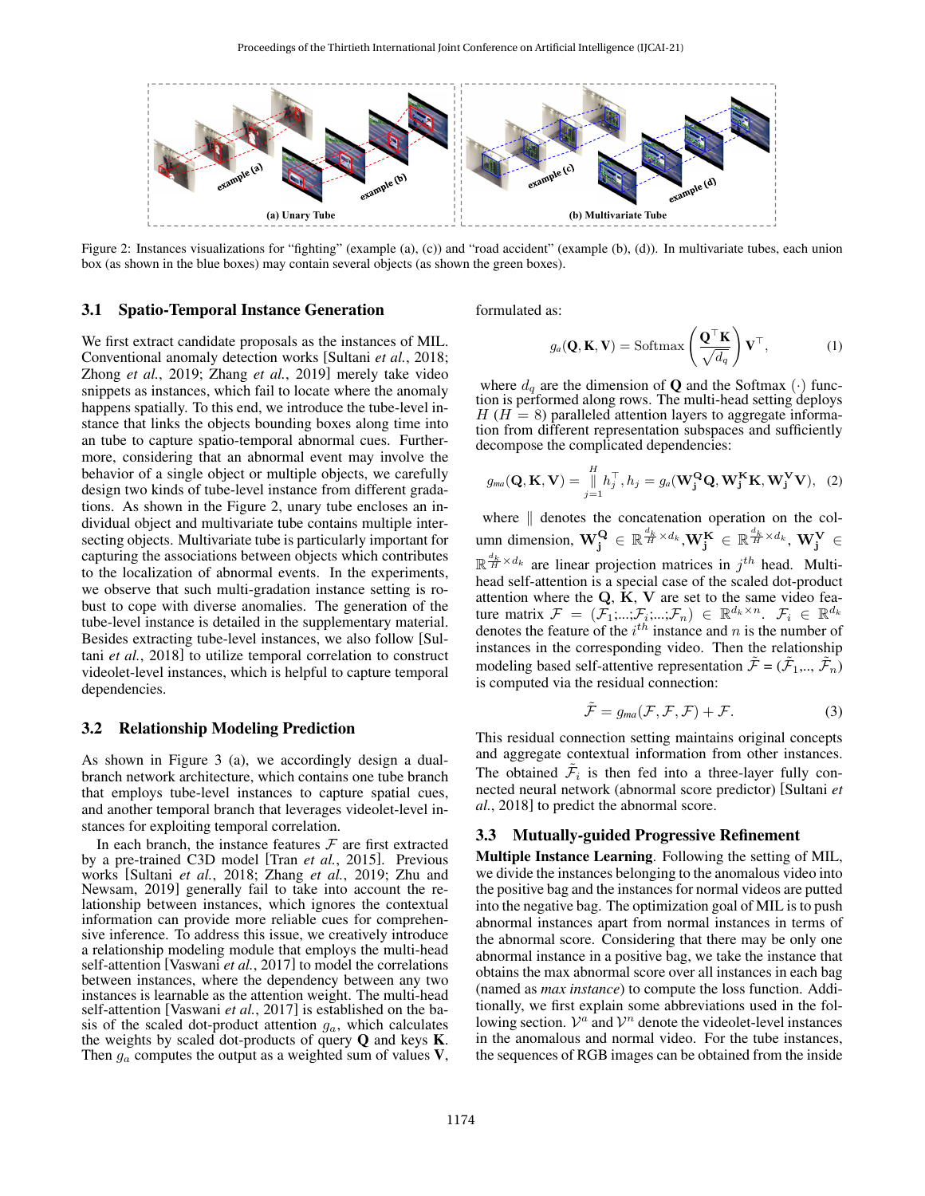Figure 2: Instances visualizations for "fighting" (example (a), (c)) and "road accident" (example (b), (d)). In multivariate tubes, each union box (as shown in the blue boxes) may contain several objects (as shown the green boxes).

### 3.1 Spatio-Temporal Instance Generation

We first extract candidate proposals as the instances of MIL. Conventional anomaly detection works [Sultani *et al.*, 2018; Zhong *et al.*, 2019; Zhang *et al.*, 2019] merely take video snippets as instances, which fail to locate where the anomaly happens spatially. To this end, we introduce the tube-level instance that links the objects bounding boxes along time into an tube to capture spatio-temporal abnormal cues. Furthermore, considering that an abnormal event may involve the behavior of a single object or multiple objects, we carefully design two kinds of tube-level instance from different gradations. As shown in the Figure 2, unary tube encloses an individual object and multivariate tube contains multiple intersecting objects. Multivariate tube is particularly important for capturing the associations between objects which contributes to the localization of abnormal events. In the experiments, we observe that such multi-gradation instance setting is robust to cope with diverse anomalies. The generation of the tube-level instance is detailed in the supplementary material. Besides extracting tube-level instances, we also follow [Sultani *et al.*, 2018] to utilize temporal correlation to construct videolet-level instances, which is helpful to capture temporal dependencies.

### 3.2 Relationship Modeling Prediction

As shown in Figure 3 (a), we accordingly design a dual-branch network architecture, which contains one tube branch that employs tube-level instances to capture spatial cues, and another temporal branch that leverages videolet-level instances for exploiting temporal correlation.

In each branch, the instance features $\mathcal{F}$ are first extracted by a pre-trained C3D model [Tran *et al.*, 2015]. Previous works [Sultani *et al.*, 2018; Zhang *et al.*, 2019; Zhu and Newsam, 2019] generally fail to take into account the relationship between instances, which ignores the contextual information can provide more reliable cues for comprehensive inference. To address this issue, we creatively introduce a relationship modeling module that employs the multi-head self-attention [Vaswani *et al.*, 2017] to model the correlations between instances, where the dependency between any two instances is learnable as the attention weight. The multi-head self-attention [Vaswani *et al.*, 2017] is established on the basis of the scaled dot-product attention $g_a$, which calculates the weights by scaled dot-products of query $\mathbf{Q}$ and keys $\mathbf{K}$. Then $g_a$ computes the output as a weighted sum of values $\mathbf{V}$, formulated as:

$$g_a(\mathbf{Q}, \mathbf{K}, \mathbf{V}) = \text{Softmax}\left(\frac{\mathbf{Q}^\top \mathbf{K}}{\sqrt{d_q}}\right)\mathbf{V}^\top, \tag{1}$$

where $d_q$ are the dimension of $\mathbf{Q}$ and the Softmax $(\cdot)$ function is performed along rows. The multi-head setting deploys $H$ ($H = 8$) paralleled attention layers to aggregate information from different representation subspaces and sufficiently decompose the complicated dependencies:

$$g_{ma}(\mathbf{Q}, \mathbf{K}, \mathbf{V}) = \mathop{\Big\|}_{j=1}^{H} h_j^\top, h_j = g_a(\mathbf{W_j^Q}\mathbf{Q}, \mathbf{W_j^K}\mathbf{K}, \mathbf{W_j^V}\mathbf{V}), \tag{2}$$

where $\|$ denotes the concatenation operation on the column dimension, $\mathbf{W_j^Q} \in \mathbb{R}^{\frac{d_k}{H} \times d_k}$, $\mathbf{W_j^K} \in \mathbb{R}^{\frac{d_k}{H} \times d_k}$, $\mathbf{W_j^V} \in \mathbb{R}^{\frac{d_k}{H} \times d_k}$ are linear projection matrices in $j^{th}$ head. Multi-head self-attention is a special case of the scaled dot-product attention where the $\mathbf{Q}$, $\mathbf{K}$, $\mathbf{V}$ are set to the same video feature matrix $\mathcal{F} = (\mathcal{F}_1;...;\mathcal{F}_i;...;\mathcal{F}_n) \in \mathbb{R}^{d_k \times n}$. $\mathcal{F}_i \in \mathbb{R}^{d_k}$ denotes the feature of the $i^{th}$ instance and $n$ is the number of instances in the corresponding video. Then the relationship modeling based self-attentive representation $\tilde{\mathcal{F}} = (\tilde{\mathcal{F}}_1,.., \tilde{\mathcal{F}}_n)$ is computed via the residual connection:

$$\tilde{\mathcal{F}} = g_{ma}(\mathcal{F}, \mathcal{F}, \mathcal{F}) + \mathcal{F}. \tag{3}$$

This residual connection setting maintains original concepts and aggregate contextual information from other instances. The obtained $\tilde{\mathcal{F}}_i$ is then fed into a three-layer fully connected neural network (abnormal score predictor) [Sultani *et al.*, 2018] to predict the abnormal score.

### 3.3 Mutually-guided Progressive Refinement

**Multiple Instance Learning**. Following the setting of MIL, we divide the instances belonging to the anomalous video into the positive bag and the instances for normal videos are putted into the negative bag. The optimization goal of MIL is to push abnormal instances apart from normal instances in terms of the abnormal score. Considering that there may be only one abnormal instance in a positive bag, we take the instance that obtains the max abnormal score over all instances in each bag (named as *max instance*) to compute the loss function. Additionally, we first explain some abbreviations used in the following section. $\mathcal{V}^a$ and $\mathcal{V}^n$ denote the videolet-level instances in the anomalous and normal video. For the tube instances, the sequences of RGB images can be obtained from the inside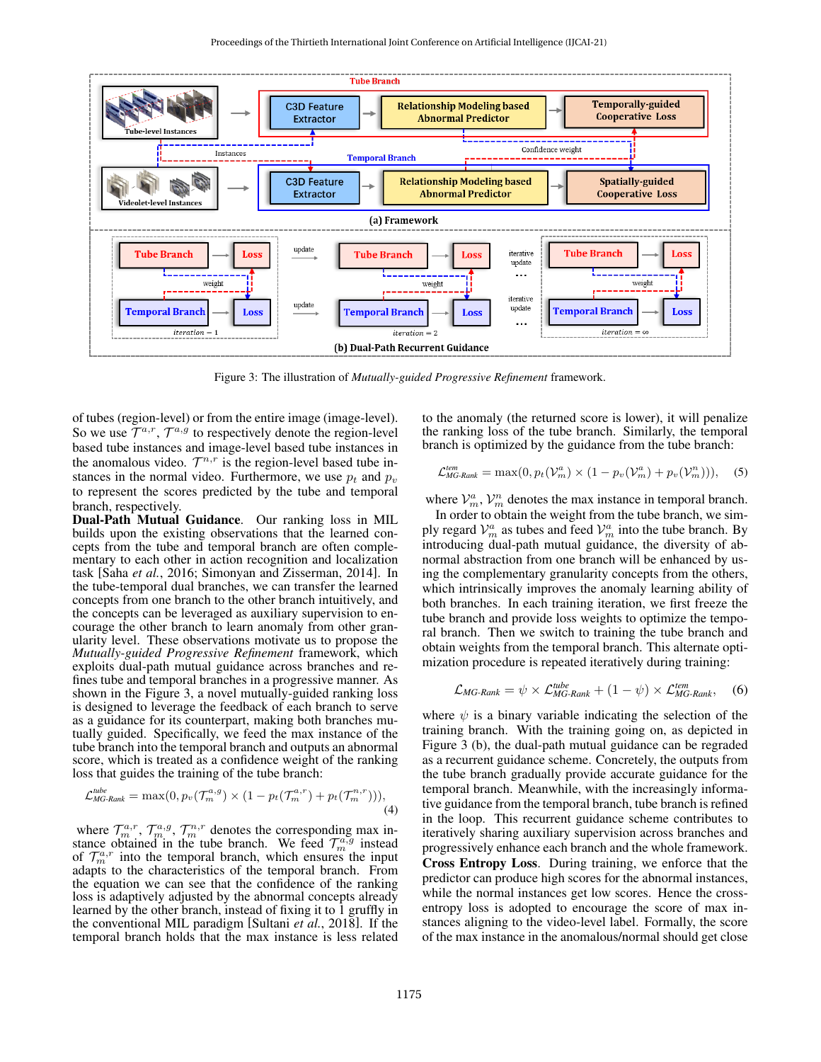Figure 3: The illustration of *Mutually-guided Progressive Refinement* framework.

of tubes (region-level) or from the entire image (image-level). So we use $\mathcal{T}^{a,r}$, $\mathcal{T}^{a,g}$ to respectively denote the region-level based tube instances and image-level based tube instances in the anomalous video. $\mathcal{T}^{n,r}$ is the region-level based tube instances in the normal video. Furthermore, we use $p_t$ and $p_v$ to represent the scores predicted by the tube and temporal branch, respectively.

**Dual-Path Mutual Guidance**. Our ranking loss in MIL builds upon the existing observations that the learned concepts from the tube and temporal branch are often complementary to each other in action recognition and localization task [Saha *et al.*, 2016; Simonyan and Zisserman, 2014]. In the tube-temporal dual branches, we can transfer the learned concepts from one branch to the other branch intuitively, and the concepts can be leveraged as auxiliary supervision to encourage the other branch to learn anomaly from other granularity level. These observations motivate us to propose the *Mutually-guided Progressive Refinement* framework, which exploits dual-path mutual guidance across branches and refines tube and temporal branches in a progressive manner. As shown in the Figure 3, a novel mutually-guided ranking loss is designed to leverage the feedback of each branch to serve as a guidance for its counterpart, making both branches mutually guided. Specifically, we feed the max instance of the tube branch into the temporal branch and outputs an abnormal score, which is treated as a confidence weight of the ranking loss that guides the training of the tube branch:

$$\mathcal{L}^{tube}_{MG\text{-}Rank} = \max(0, p_v(\mathcal{T}^{a,g}_m) \times (1 - p_t(\mathcal{T}^{a,r}_m) + p_t(\mathcal{T}^{n,r}_m))), \tag{4}$$

where $\mathcal{T}^{a,r}_m$, $\mathcal{T}^{a,g}_m$, $\mathcal{T}^{n,r}_m$ denotes the corresponding max instance obtained in the tube branch. We feed $\mathcal{T}^{a,g}_m$ instead of $\mathcal{T}^{a,r}_m$ into the temporal branch, which ensures the input adapts to the characteristics of the temporal branch. From the equation we can see that the confidence of the ranking loss is adaptively adjusted by the abnormal concepts already learned by the other branch, instead of fixing it to 1 gruffly in the conventional MIL paradigm [Sultani *et al.*, 2018]. If the temporal branch holds that the max instance is less related to the anomaly (the returned score is lower), it will penalize the ranking loss of the tube branch. Similarly, the temporal branch is optimized by the guidance from the tube branch:

$$\mathcal{L}^{tem}_{MG\text{-}Rank} = \max(0, p_t(\mathcal{V}^a_m) \times (1 - p_v(\mathcal{V}^a_m) + p_v(\mathcal{V}^n_m))), \tag{5}$$

where $\mathcal{V}^a_m$, $\mathcal{V}^n_m$ denotes the max instance in temporal branch.

In order to obtain the weight from the tube branch, we simply regard $\mathcal{V}^a_m$ as tubes and feed $\mathcal{V}^a_m$ into the tube branch. By introducing dual-path mutual guidance, the diversity of abnormal abstraction from one branch will be enhanced by using the complementary granularity concepts from the others, which intrinsically improves the anomaly learning ability of both branches. In each training iteration, we first freeze the tube branch and provide loss weights to optimize the temporal branch. Then we switch to training the tube branch and obtain weights from the temporal branch. This alternate optimization procedure is repeated iteratively during training:

$$\mathcal{L}_{MG\text{-}Rank} = \psi \times \mathcal{L}^{tube}_{MG\text{-}Rank} + (1 - \psi) \times \mathcal{L}^{tem}_{MG\text{-}Rank}, \tag{6}$$

where $\psi$ is a binary variable indicating the selection of the training branch. With the training going on, as depicted in Figure 3 (b), the dual-path mutual guidance can be regraded as a recurrent guidance scheme. Concretely, the outputs from the tube branch gradually provide accurate guidance for the temporal branch. Meanwhile, with the increasingly informative guidance from the temporal branch, tube branch is refined in the loop. This recurrent guidance scheme contributes to iteratively sharing auxiliary supervision across branches and progressively enhance each branch and the whole framework.

**Cross Entropy Loss**. During training, we enforce that the predictor can produce high scores for the abnormal instances, while the normal instances get low scores. Hence the cross-entropy loss is adopted to encourage the score of max instances aligning to the video-level label. Formally, the score of the max instance in the anomalous/normal should get close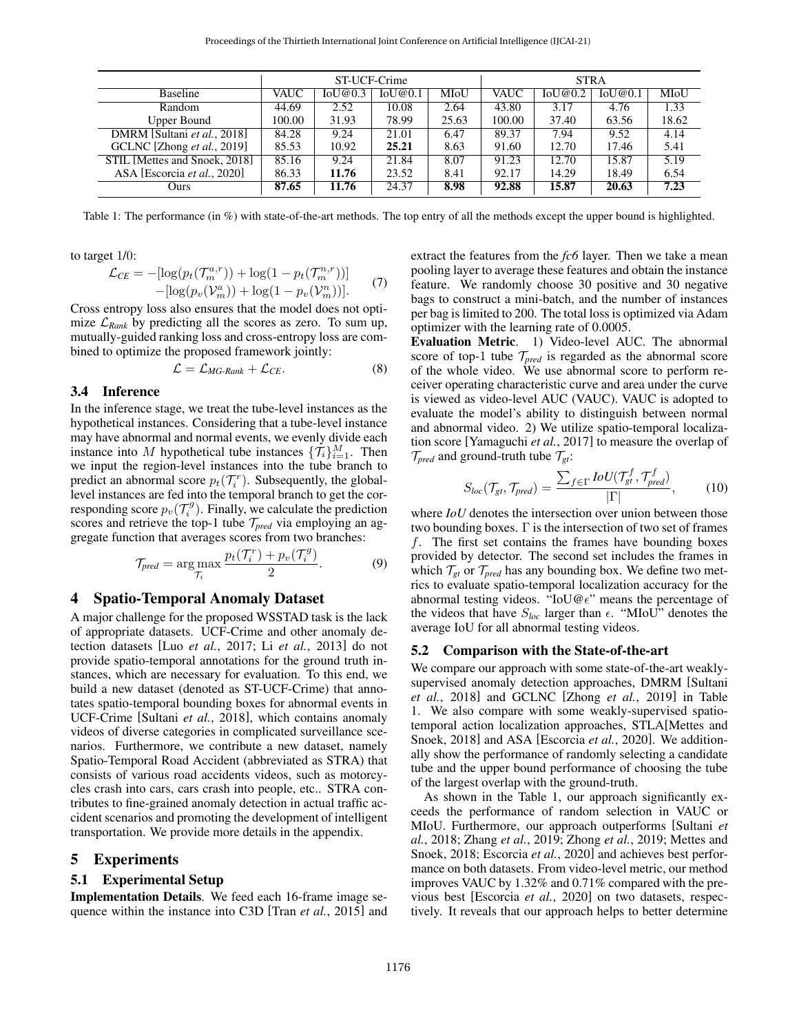| Baseline | ST-UCF-Crime | | | | STRA | | | |
|---|---|---|---|---|---|---|---|---|
| | VAUC | IoU@0.3 | IoU@0.1 | MIoU | VAUC | IoU@0.2 | IoU@0.1 | MIoU |
| Random | 44.69 | 2.52 | 10.08 | 2.64 | 43.80 | 3.17 | 4.76 | 1.33 |
| Upper Bound | 100.00 | 31.93 | 78.99 | 25.63 | 100.00 | 37.40 | 63.56 | 18.62 |
| DMRM [Sultani *et al.*, 2018] | 84.28 | 9.24 | 21.01 | 6.47 | 89.37 | 7.94 | 9.52 | 4.14 |
| GCLNC [Zhong *et al.*, 2019] | 85.53 | 10.92 | **25.21** | 8.63 | 91.60 | 12.70 | 17.46 | 5.41 |
| STIL [Mettes and Snoek, 2018] | 85.16 | 9.24 | 21.84 | 8.07 | 91.23 | 12.70 | 15.87 | 5.19 |
| ASA [Escorcia *et al.*, 2020] | 86.33 | **11.76** | 23.52 | 8.41 | 92.17 | 14.29 | 18.49 | 6.54 |
| Ours | **87.65** | **11.76** | 24.37 | **8.98** | **92.88** | **15.87** | **20.63** | **7.23** |

Table 1: The performance (in %) with state-of-the-art methods. The top entry of all the methods except the upper bound is highlighted.

to target 1/0:

$$\mathcal{L}_{CE} = -[\log(p_t(\mathcal{T}_m^{a,r})) + \log(1 - p_t(\mathcal{T}_m^{n,r}))] \\ -[\log(p_v(\mathcal{V}_m^{a})) + \log(1 - p_v(\mathcal{V}_m^{n}))]. \quad (7)$$

Cross entropy loss also ensures that the model does not optimize $\mathcal{L}_{Rank}$ by predicting all the scores as zero. To sum up, mutually-guided ranking loss and cross-entropy loss are combined to optimize the proposed framework jointly:

$$\mathcal{L} = \mathcal{L}_{MG\text{-}Rank} + \mathcal{L}_{CE}. \quad (8)$$

### 3.4 Inference

In the inference stage, we treat the tube-level instances as the hypothetical instances. Considering that a tube-level instance may have abnormal and normal events, we evenly divide each instance into $M$ hypothetical tube instances $\{\mathcal{T}_i\}_{i=1}^{M}$. Then we input the region-level instances into the tube branch to predict an abnormal score $p_t(\mathcal{T}_i^r)$. Subsequently, the global-level instances are fed into the temporal branch to get the corresponding score $p_v(\mathcal{T}_i^g)$. Finally, we calculate the prediction scores and retrieve the top-1 tube $\mathcal{T}_{pred}$ via employing an aggregate function that averages scores from two branches:

$$\mathcal{T}_{pred} = \arg\max_{\mathcal{T}_i} \frac{p_t(\mathcal{T}_i^r) + p_v(\mathcal{T}_i^g)}{2}. \quad (9)$$

## 4 Spatio-Temporal Anomaly Dataset

A major challenge for the proposed WSSTAD task is the lack of appropriate datasets. UCF-Crime and other anomaly detection datasets [Luo *et al.*, 2017; Li *et al.*, 2013] do not provide spatio-temporal annotations for the ground truth instances, which are necessary for evaluation. To this end, we build a new dataset (denoted as ST-UCF-Crime) that annotates spatio-temporal bounding boxes for abnormal events in UCF-Crime [Sultani *et al.*, 2018], which contains anomaly videos of diverse categories in complicated surveillance scenarios. Furthermore, we contribute a new dataset, namely Spatio-Temporal Road Accident (abbreviated as STRA) that consists of various road accidents videos, such as motorcycles crash into cars, cars crash into people, etc.. STRA contributes to fine-grained anomaly detection in actual traffic accident scenarios and promoting the development of intelligent transportation. We provide more details in the appendix.

## 5 Experiments

### 5.1 Experimental Setup

**Implementation Details**. We feed each 16-frame image sequence within the instance into C3D [Tran *et al.*, 2015] and extract the features from the *fc6* layer. Then we take a mean pooling layer to average these features and obtain the instance feature. We randomly choose 30 positive and 30 negative bags to construct a mini-batch, and the number of instances per bag is limited to 200. The total loss is optimized via Adam optimizer with the learning rate of 0.0005.

**Evaluation Metric**. 1) Video-level AUC. The abnormal score of top-1 tube $\mathcal{T}_{pred}$ is regarded as the abnormal score of the whole video. We use abnormal score to perform receiver operating characteristic curve and area under the curve is viewed as video-level AUC (VAUC). VAUC is adopted to evaluate the model's ability to distinguish between normal and abnormal video. 2) We utilize spatio-temporal localization score [Yamaguchi *et al.*, 2017] to measure the overlap of $\mathcal{T}_{pred}$ and ground-truth tube $\mathcal{T}_{gt}$:

$$S_{loc}(\mathcal{T}_{gt}, \mathcal{T}_{pred}) = \frac{\sum_{f \in \Gamma} IoU(\mathcal{T}_{gt}^f, \mathcal{T}_{pred}^f)}{|\Gamma|}, \quad (10)$$

where *IoU* denotes the intersection over union between those two bounding boxes. $\Gamma$ is the intersection of two set of frames $f$. The first set contains the frames have bounding boxes provided by detector. The second set includes the frames in which $\mathcal{T}_{gt}$ or $\mathcal{T}_{pred}$ has any bounding box. We define two metrics to evaluate spatio-temporal localization accuracy for the abnormal testing videos. "IoU@$\epsilon$" means the percentage of the videos that have $S_{loc}$ larger than $\epsilon$. "MIoU" denotes the average IoU for all abnormal testing videos.

### 5.2 Comparison with the State-of-the-art

We compare our approach with some state-of-the-art weakly-supervised anomaly detection approaches, DMRM [Sultani *et al.*, 2018] and GCLNC [Zhong *et al.*, 2019] in Table 1. We also compare with some weakly-supervised spatio-temporal action localization approaches, STLA[Mettes and Snoek, 2018] and ASA [Escorcia *et al.*, 2020]. We additionally show the performance of randomly selecting a candidate tube and the upper bound performance of choosing the tube of the largest overlap with the ground-truth.

As shown in the Table 1, our approach significantly exceeds the performance of random selection in VAUC or MIoU. Furthermore, our approach outperforms [Sultani *et al.*, 2018; Zhang *et al.*, 2019; Zhong *et al.*, 2019; Mettes and Snoek, 2018; Escorcia *et al.*, 2020] and achieves best performance on both datasets. From video-level metric, our method improves VAUC by 1.32% and 0.71% compared with the previous best [Escorcia *et al.*, 2020] on two datasets, respectively. It reveals that our approach helps to better determine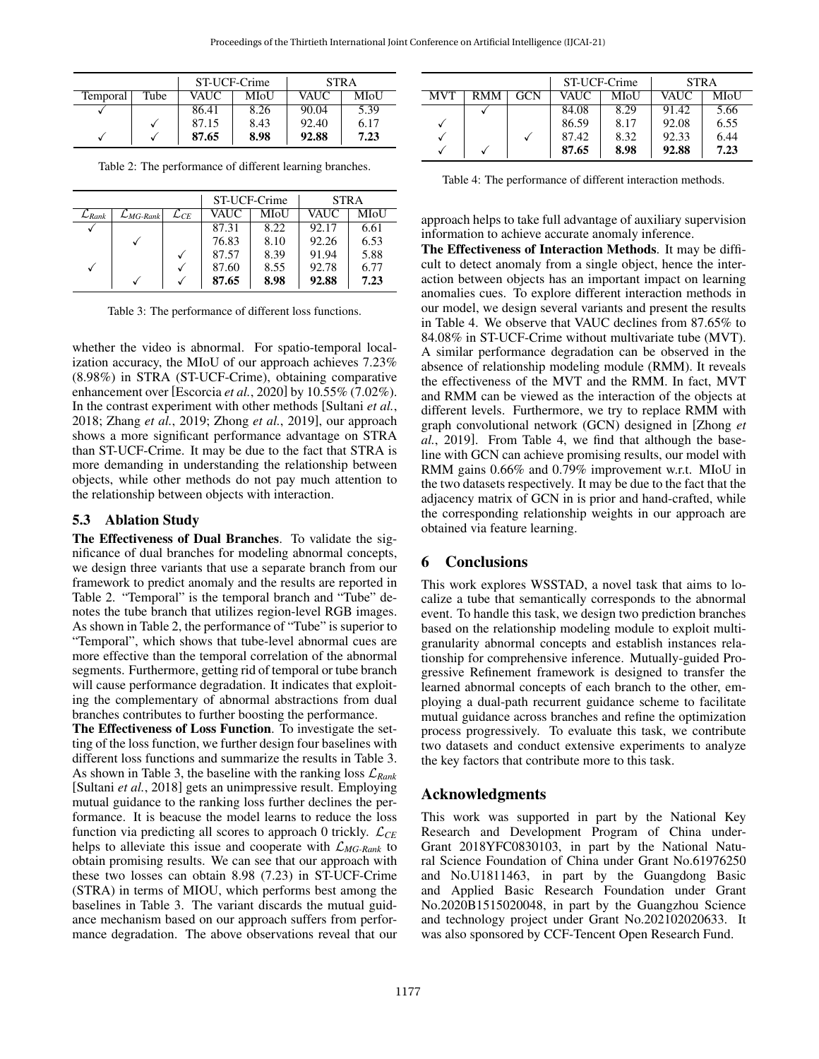| | | ST-UCF-Crime | | STRA | |
|---|---|---|---|---|---|
| Temporal | Tube | VAUC | MIoU | VAUC | MIoU |
| ✓ | | 86.41 | 8.26 | 90.04 | 5.39 |
| | ✓ | 87.15 | 8.43 | 92.40 | 6.17 |
| ✓ | ✓ | **87.65** | **8.98** | **92.88** | **7.23** |

Table 2: The performance of different learning branches.

| | | | ST-UCF-Crime | | STRA | |
|---|---|---|---|---|---|---|
| $\mathcal{L}_{Rank}$ | $\mathcal{L}_{MG\text{-}Rank}$ | $\mathcal{L}_{CE}$ | VAUC | MIoU | VAUC | MIoU |
| ✓ | | | 87.31 | 8.22 | 92.17 | 6.61 |
| | ✓ | | 76.83 | 8.10 | 92.26 | 6.53 |
| | | ✓ | 87.57 | 8.39 | 91.94 | 5.88 |
| ✓ | | ✓ | 87.60 | 8.55 | 92.78 | 6.77 |
| | ✓ | ✓ | **87.65** | **8.98** | **92.88** | **7.23** |

Table 3: The performance of different loss functions.

whether the video is abnormal. For spatio-temporal localization accuracy, the MIoU of our approach achieves 7.23% (8.98%) in STRA (ST-UCF-Crime), obtaining comparative enhancement over [Escorcia *et al.*, 2020] by 10.55% (7.02%). In the contrast experiment with other methods [Sultani *et al.*, 2018; Zhang *et al.*, 2019; Zhong *et al.*, 2019], our approach shows a more significant performance advantage on STRA than ST-UCF-Crime. It may be due to the fact that STRA is more demanding in understanding the relationship between objects, while other methods do not pay much attention to the relationship between objects with interaction.

### 5.3 Ablation Study

**The Effectiveness of Dual Branches**. To validate the significance of dual branches for modeling abnormal concepts, we design three variants that use a separate branch from our framework to predict anomaly and the results are reported in Table 2. "Temporal" is the temporal branch and "Tube" denotes the tube branch that utilizes region-level RGB images. As shown in Table 2, the performance of "Tube" is superior to "Temporal", which shows that tube-level abnormal cues are more effective than the temporal correlation of the abnormal segments. Furthermore, getting rid of temporal or tube branch will cause performance degradation. It indicates that exploiting the complementary of abnormal abstractions from dual branches contributes to further boosting the performance.

**The Effectiveness of Loss Function**. To investigate the setting of the loss function, we further design four baselines with different loss functions and summarize the results in Table 3. As shown in Table 3, the baseline with the ranking loss $\mathcal{L}_{Rank}$ [Sultani *et al.*, 2018] gets an unimpressive result. Employing mutual guidance to the ranking loss further declines the performance. It is beacuse the model learns to reduce the loss function via predicting all scores to approach 0 trickly. $\mathcal{L}_{CE}$ helps to alleviate this issue and cooperate with $\mathcal{L}_{MG\text{-}Rank}$ to obtain promising results. We can see that our approach with these two losses can obtain 8.98 (7.23) in ST-UCF-Crime (STRA) in terms of MIOU, which performs best among the baselines in Table 3. The variant discards the mutual guidance mechanism based on our approach suffers from performance degradation. The above observations reveal that our approach helps to take full advantage of auxiliary supervision information to achieve accurate anomaly inference.

| | | | ST-UCF-Crime | | STRA | |
|---|---|---|---|---|---|---|
| MVT | RMM | GCN | VAUC | MIoU | VAUC | MIoU |
| | ✓ | | 84.08 | 8.29 | 91.42 | 5.66 |
| ✓ | | | 86.59 | 8.17 | 92.08 | 6.55 |
| ✓ | | ✓ | 87.42 | 8.32 | 92.33 | 6.44 |
| ✓ | ✓ | | **87.65** | **8.98** | **92.88** | **7.23** |

Table 4: The performance of different interaction methods.

**The Effectiveness of Interaction Methods**. It may be difficult to detect anomaly from a single object, hence the interaction between objects has an important impact on learning anomalies cues. To explore different interaction methods in our model, we design several variants and present the results in Table 4. We observe that VAUC declines from 87.65% to 84.08% in ST-UCF-Crime without multivariate tube (MVT). A similar performance degradation can be observed in the absence of relationship modeling module (RMM). It reveals the effectiveness of the MVT and the RMM. In fact, MVT and RMM can be viewed as the interaction of the objects at different levels. Furthermore, we try to replace RMM with graph convolutional network (GCN) designed in [Zhong *et al.*, 2019]. From Table 4, we find that although the baseline with GCN can achieve promising results, our model with RMM gains 0.66% and 0.79% improvement w.r.t. MIoU in the two datasets respectively. It may be due to the fact that the adjacency matrix of GCN in is prior and hand-crafted, while the corresponding relationship weights in our approach are obtained via feature learning.

## 6 Conclusions

This work explores WSSTAD, a novel task that aims to localize a tube that semantically corresponds to the abnormal event. To handle this task, we design two prediction branches based on the relationship modeling module to exploit multi-granularity abnormal concepts and establish instances relationship for comprehensive inference. Mutually-guided Progressive Refinement framework is designed to transfer the learned abnormal concepts of each branch to the other, employing a dual-path recurrent guidance scheme to facilitate mutual guidance across branches and refine the optimization process progressively. To evaluate this task, we contribute two datasets and conduct extensive experiments to analyze the key factors that contribute more to this task.

## Acknowledgments

This work was supported in part by the National Key Research and Development Program of China under Grant 2018YFC0830103, in part by the National Natural Science Foundation of China under Grant No.61976250 and No.U1811463, in part by the Guangdong Basic and Applied Basic Research Foundation under Grant No.2020B1515020048, in part by the Guangzhou Science and technology project under Grant No.202102020633. It was also sponsored by CCF-Tencent Open Research Fund.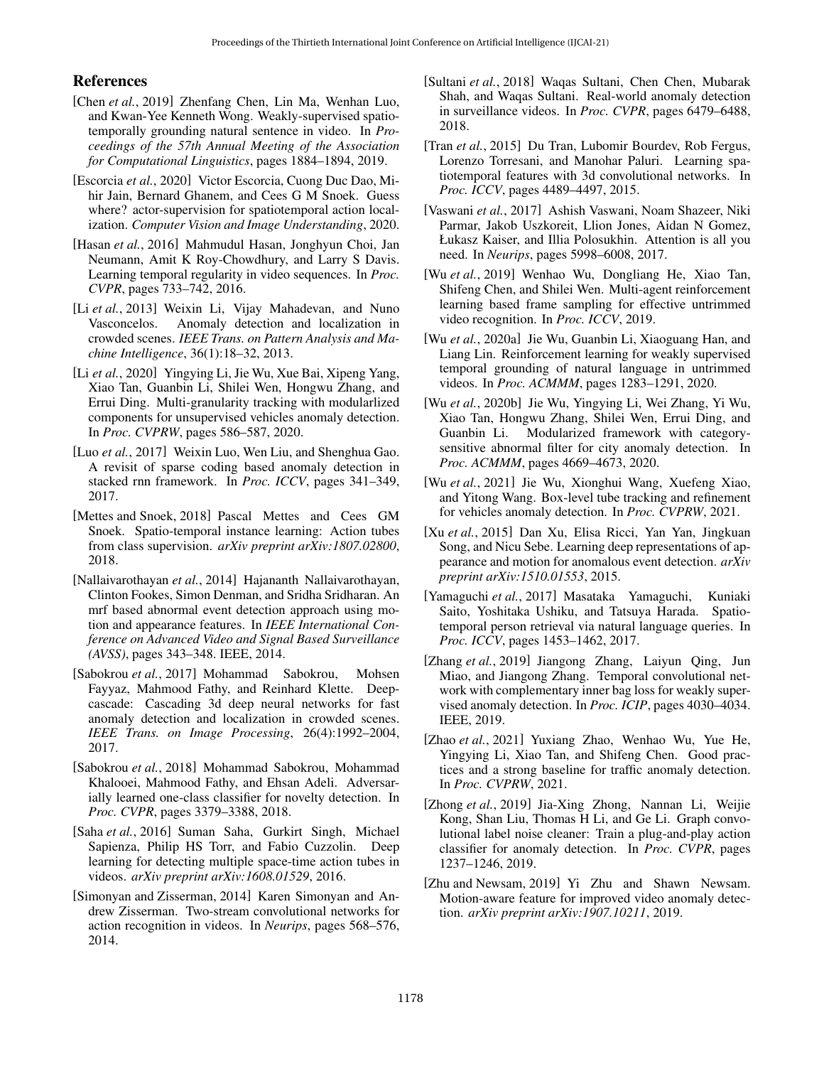## References

[Chen *et al.*, 2019] Zhenfang Chen, Lin Ma, Wenhan Luo, and Kwan-Yee Kenneth Wong. Weakly-supervised spatio-temporally grounding natural sentence in video. In *Proceedings of the 57th Annual Meeting of the Association for Computational Linguistics*, pages 1884–1894, 2019.

[Escorcia *et al.*, 2020] Victor Escorcia, Cuong Duc Dao, Mihir Jain, Bernard Ghanem, and Cees G M Snoek. Guess where? actor-supervision for spatiotemporal action localization. *Computer Vision and Image Understanding*, 2020.

[Hasan *et al.*, 2016] Mahmudul Hasan, Jonghyun Choi, Jan Neumann, Amit K Roy-Chowdhury, and Larry S Davis. Learning temporal regularity in video sequences. In *Proc. CVPR*, pages 733–742, 2016.

[Li *et al.*, 2013] Weixin Li, Vijay Mahadevan, and Nuno Vasconcelos. Anomaly detection and localization in crowded scenes. *IEEE Trans. on Pattern Analysis and Machine Intelligence*, 36(1):18–32, 2013.

[Li *et al.*, 2020] Yingying Li, Jie Wu, Xue Bai, Xipeng Yang, Xiao Tan, Guanbin Li, Shilei Wen, Hongwu Zhang, and Errui Ding. Multi-granularity tracking with modularlized components for unsupervised vehicles anomaly detection. In *Proc. CVPRW*, pages 586–587, 2020.

[Luo *et al.*, 2017] Weixin Luo, Wen Liu, and Shenghua Gao. A revisit of sparse coding based anomaly detection in stacked rnn framework. In *Proc. ICCV*, pages 341–349, 2017.

[Mettes and Snoek, 2018] Pascal Mettes and Cees GM Snoek. Spatio-temporal instance learning: Action tubes from class supervision. *arXiv preprint arXiv:1807.02800*, 2018.

[Nallaivarothayan *et al.*, 2014] Hajananth Nallaivarothayan, Clinton Fookes, Simon Denman, and Sridha Sridharan. An mrf based abnormal event detection approach using motion and appearance features. In *IEEE International Conference on Advanced Video and Signal Based Surveillance (AVSS)*, pages 343–348. IEEE, 2014.

[Sabokrou *et al.*, 2017] Mohammad Sabokrou, Mohsen Fayyaz, Mahmood Fathy, and Reinhard Klette. Deep-cascade: Cascading 3d deep neural networks for fast anomaly detection and localization in crowded scenes. *IEEE Trans. on Image Processing*, 26(4):1992–2004, 2017.

[Sabokrou *et al.*, 2018] Mohammad Sabokrou, Mohammad Khalooei, Mahmood Fathy, and Ehsan Adeli. Adversarially learned one-class classifier for novelty detection. In *Proc. CVPR*, pages 3379–3388, 2018.

[Saha *et al.*, 2016] Suman Saha, Gurkirt Singh, Michael Sapienza, Philip HS Torr, and Fabio Cuzzolin. Deep learning for detecting multiple space-time action tubes in videos. *arXiv preprint arXiv:1608.01529*, 2016.

[Simonyan and Zisserman, 2014] Karen Simonyan and Andrew Zisserman. Two-stream convolutional networks for action recognition in videos. In *Neurips*, pages 568–576, 2014.

[Sultani *et al.*, 2018] Waqas Sultani, Chen Chen, Mubarak Shah, and Waqas Sultani. Real-world anomaly detection in surveillance videos. In *Proc. CVPR*, pages 6479–6488, 2018.

[Tran *et al.*, 2015] Du Tran, Lubomir Bourdev, Rob Fergus, Lorenzo Torresani, and Manohar Paluri. Learning spatiotemporal features with 3d convolutional networks. In *Proc. ICCV*, pages 4489–4497, 2015.

[Vaswani *et al.*, 2017] Ashish Vaswani, Noam Shazeer, Niki Parmar, Jakob Uszkoreit, Llion Jones, Aidan N Gomez, Łukasz Kaiser, and Illia Polosukhin. Attention is all you need. In *Neurips*, pages 5998–6008, 2017.

[Wu *et al.*, 2019] Wenhao Wu, Dongliang He, Xiao Tan, Shifeng Chen, and Shilei Wen. Multi-agent reinforcement learning based frame sampling for effective untrimmed video recognition. In *Proc. ICCV*, 2019.

[Wu *et al.*, 2020a] Jie Wu, Guanbin Li, Xiaoguang Han, and Liang Lin. Reinforcement learning for weakly supervised temporal grounding of natural language in untrimmed videos. In *Proc. ACMMM*, pages 1283–1291, 2020.

[Wu *et al.*, 2020b] Jie Wu, Yingying Li, Wei Zhang, Yi Wu, Xiao Tan, Hongwu Zhang, Shilei Wen, Errui Ding, and Guanbin Li. Modularized framework with category-sensitive abnormal filter for city anomaly detection. In *Proc. ACMMM*, pages 4669–4673, 2020.

[Wu *et al.*, 2021] Jie Wu, Xionghui Wang, Xuefeng Xiao, and Yitong Wang. Box-level tube tracking and refinement for vehicles anomaly detection. In *Proc. CVPRW*, 2021.

[Xu *et al.*, 2015] Dan Xu, Elisa Ricci, Yan Yan, Jingkuan Song, and Nicu Sebe. Learning deep representations of appearance and motion for anomalous event detection. *arXiv preprint arXiv:1510.01553*, 2015.

[Yamaguchi *et al.*, 2017] Masataka Yamaguchi, Kuniaki Saito, Yoshitaka Ushiku, and Tatsuya Harada. Spatio-temporal person retrieval via natural language queries. In *Proc. ICCV*, pages 1453–1462, 2017.

[Zhang *et al.*, 2019] Jiangong Zhang, Laiyun Qing, Jun Miao, and Jiangong Zhang. Temporal convolutional network with complementary inner bag loss for weakly supervised anomaly detection. In *Proc. ICIP*, pages 4030–4034. IEEE, 2019.

[Zhao *et al.*, 2021] Yuxiang Zhao, Wenhao Wu, Yue He, Yingying Li, Xiao Tan, and Shifeng Chen. Good practices and a strong baseline for traffic anomaly detection. In *Proc. CVPRW*, 2021.

[Zhong *et al.*, 2019] Jia-Xing Zhong, Nannan Li, Weijie Kong, Shan Liu, Thomas H Li, and Ge Li. Graph convolutional label noise cleaner: Train a plug-and-play action classifier for anomaly detection. In *Proc. CVPR*, pages 1237–1246, 2019.

[Zhu and Newsam, 2019] Yi Zhu and Shawn Newsam. Motion-aware feature for improved video anomaly detection. *arXiv preprint arXiv:1907.10211*, 2019.